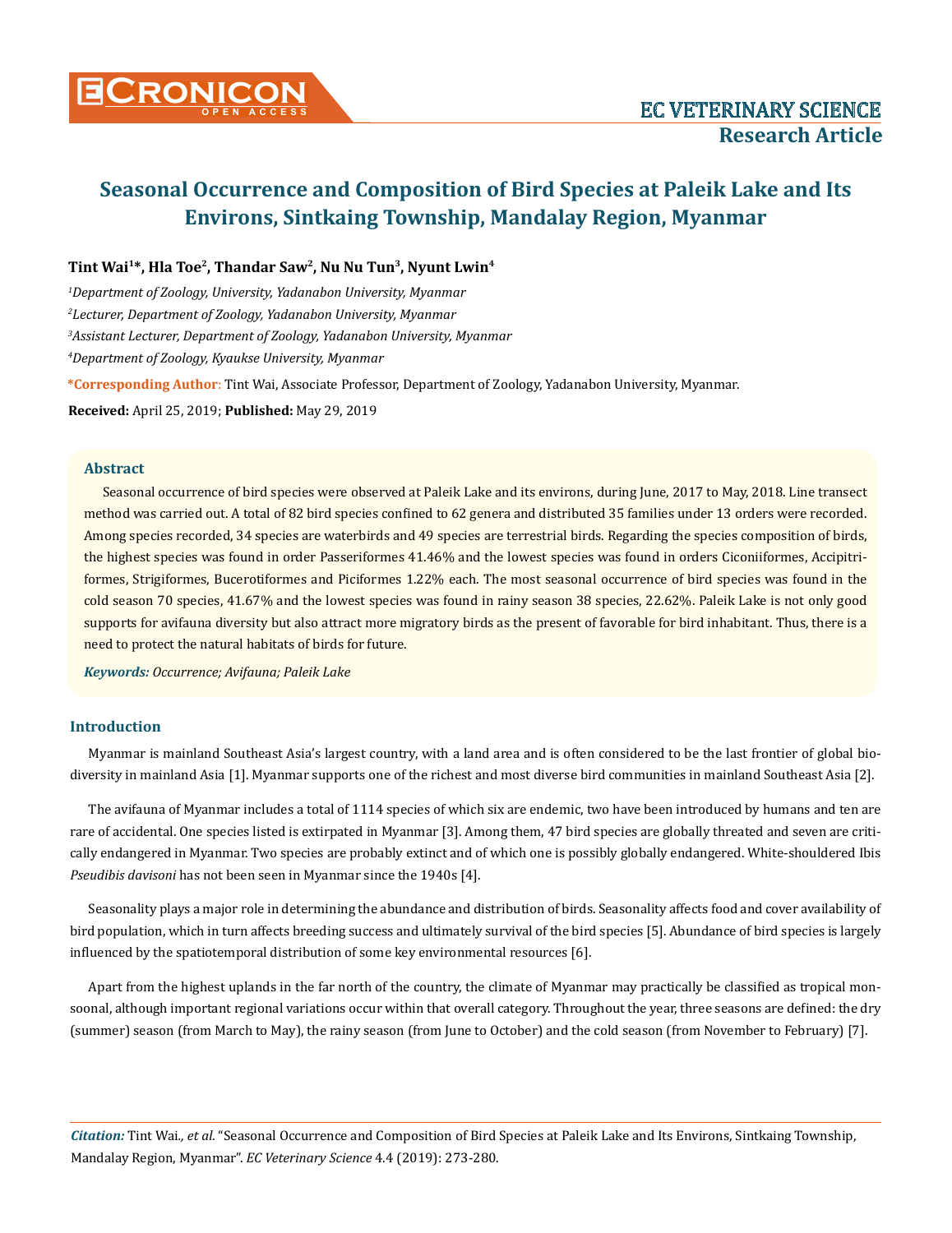# Seasonal Occurrence and Composition of Bird Species at Paleik Lake and Its Environs, Sintkaing Township, Mandalay Region, Myanmar

**Tint Wai[1]\*, Hla Toe[2], Thandar Saw[2], Nu Nu Tun[3], Nyunt Lwin[4]**

[1]*Department of Zoology, University, Yadanabon University, Myanmar*

[2]*Lecturer, Department of Zoology, Yadanabon University, Myanmar*

[3]*Assistant Lecturer, Department of Zoology, Yadanabon University, Myanmar*

[4]*Department of Zoology, Kyaukse University, Myanmar*

**\*Corresponding Author**: Tint Wai, Associate Professor, Department of Zoology, Yadanabon University, Myanmar.

**Received:** April 25, 2019; **Published:** May 29, 2019

## Abstract

Seasonal occurrence of bird species were observed at Paleik Lake and its environs, during June, 2017 to May, 2018. Line transect method was carried out. A total of 82 bird species confined to 62 genera and distributed 35 families under 13 orders were recorded. Among species recorded, 34 species are waterbirds and 49 species are terrestrial birds. Regarding the species composition of birds, the highest species was found in order Passeriformes 41.46% and the lowest species was found in orders Ciconiiformes, Accipitriformes, Strigiformes, Bucerotiformes and Piciformes 1.22% each. The most seasonal occurrence of bird species was found in the cold season 70 species, 41.67% and the lowest species was found in rainy season 38 species, 22.62%. Paleik Lake is not only good supports for avifauna diversity but also attract more migratory birds as the present of favorable for bird inhabitant. Thus, there is a need to protect the natural habitats of birds for future.

***Keywords:*** *Occurrence; Avifauna; Paleik Lake*

## Introduction

Myanmar is mainland Southeast Asia's largest country, with a land area and is often considered to be the last frontier of global biodiversity in mainland Asia [1]. Myanmar supports one of the richest and most diverse bird communities in mainland Southeast Asia [2].

The avifauna of Myanmar includes a total of 1114 species of which six are endemic, two have been introduced by humans and ten are rare of accidental. One species listed is extirpated in Myanmar [3]. Among them, 47 bird species are globally threated and seven are critically endangered in Myanmar. Two species are probably extinct and of which one is possibly globally endangered. White-shouldered Ibis *Pseudibis davisoni* has not been seen in Myanmar since the 1940s [4].

Seasonality plays a major role in determining the abundance and distribution of birds. Seasonality affects food and cover availability of bird population, which in turn affects breeding success and ultimately survival of the bird species [5]. Abundance of bird species is largely influenced by the spatiotemporal distribution of some key environmental resources [6].

Apart from the highest uplands in the far north of the country, the climate of Myanmar may practically be classified as tropical monsoonal, although important regional variations occur within that overall category. Throughout the year, three seasons are defined: the dry (summer) season (from March to May), the rainy season (from June to October) and the cold season (from November to February) [7].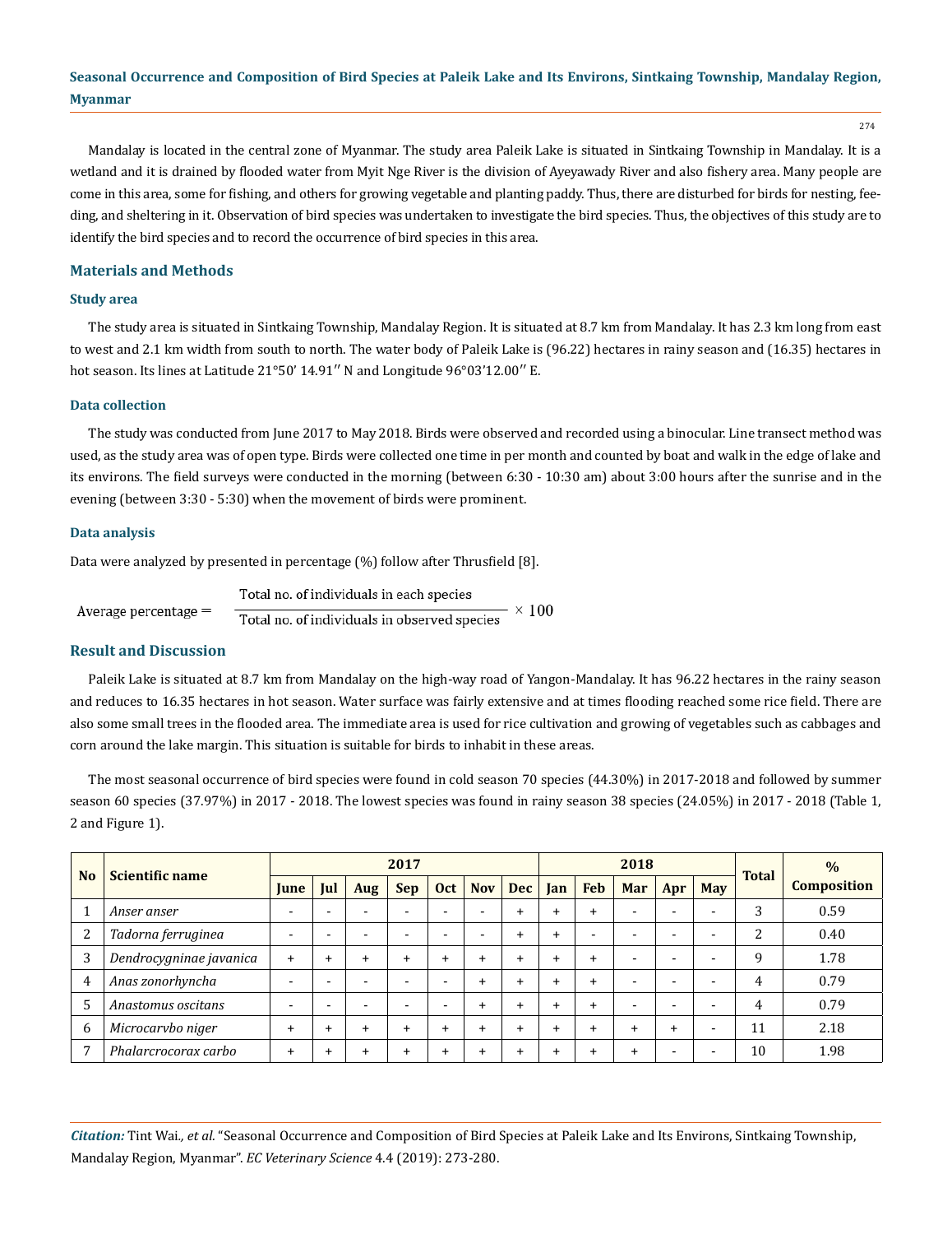Mandalay is located in the central zone of Myanmar. The study area Paleik Lake is situated in Sintkaing Township in Mandalay. It is a wetland and it is drained by flooded water from Myit Nge River is the division of Ayeyawady River and also fishery area. Many people are come in this area, some for fishing, and others for growing vegetable and planting paddy. Thus, there are disturbed for birds for nesting, feeding, and sheltering in it. Observation of bird species was undertaken to investigate the bird species. Thus, the objectives of this study are to identify the bird species and to record the occurrence of bird species in this area.

## Materials and Methods

### Study area

The study area is situated in Sintkaing Township, Mandalay Region. It is situated at 8.7 km from Mandalay. It has 2.3 km long from east to west and 2.1 km width from south to north. The water body of Paleik Lake is (96.22) hectares in rainy season and (16.35) hectares in hot season. Its lines at Latitude 21°50′ 14.91″ N and Longitude 96°03′12.00″ E.

### Data collection

The study was conducted from June 2017 to May 2018. Birds were observed and recorded using a binocular. Line transect method was used, as the study area was of open type. Birds were collected one time in per month and counted by boat and walk in the edge of lake and its environs. The field surveys were conducted in the morning (between 6:30 - 10:30 am) about 3:00 hours after the sunrise and in the evening (between 3:30 - 5:30) when the movement of birds were prominent.

### Data analysis

Data were analyzed by presented in percentage (%) follow after Thrusfield [8].

$$\text{Average percentage} = \frac{\text{Total no. of individuals in each species}}{\text{Total no. of individuals in observed species}} \times 100$$

## Result and Discussion

Paleik Lake is situated at 8.7 km from Mandalay on the high-way road of Yangon-Mandalay. It has 96.22 hectares in the rainy season and reduces to 16.35 hectares in hot season. Water surface was fairly extensive and at times flooding reached some rice field. There are also some small trees in the flooded area. The immediate area is used for rice cultivation and growing of vegetables such as cabbages and corn around the lake margin. This situation is suitable for birds to inhabit in these areas.

The most seasonal occurrence of bird species were found in cold season 70 species (44.30%) in 2017-2018 and followed by summer season 60 species (37.97%) in 2017 - 2018. The lowest species was found in rainy season 38 species (24.05%) in 2017 - 2018 (Table 1, 2 and Figure 1).

| No | Scientific name | 2017 | | | | | | | 2018 | | | | | Total | % Composition |
|---|---|---|---|---|---|---|---|---|---|---|---|---|---|---|---|
| | | June | Jul | Aug | Sep | Oct | Nov | Dec | Jan | Feb | Mar | Apr | May | | |
| 1 | *Anser anser* | - | - | - | - | - | - | + | + | + | - | - | - | 3 | 0.59 |
| 2 | *Tadorna ferruginea* | - | - | - | - | - | - | + | + | - | - | - | - | 2 | 0.40 |
| 3 | *Dendrocygninae javanica* | + | + | + | + | + | + | + | + | + | - | - | - | 9 | 1.78 |
| 4 | *Anas zonorhyncha* | - | - | - | - | - | + | + | + | + | - | - | - | 4 | 0.79 |
| 5 | *Anastomus oscitans* | - | - | - | - | - | + | + | + | + | - | - | - | 4 | 0.79 |
| 6 | *Microcarvbo niger* | + | + | + | + | + | + | + | + | + | + | + | - | 11 | 2.18 |
| 7 | *Phalarcrocorax carbo* | + | + | + | + | + | + | + | + | + | + | - | - | 10 | 1.98 |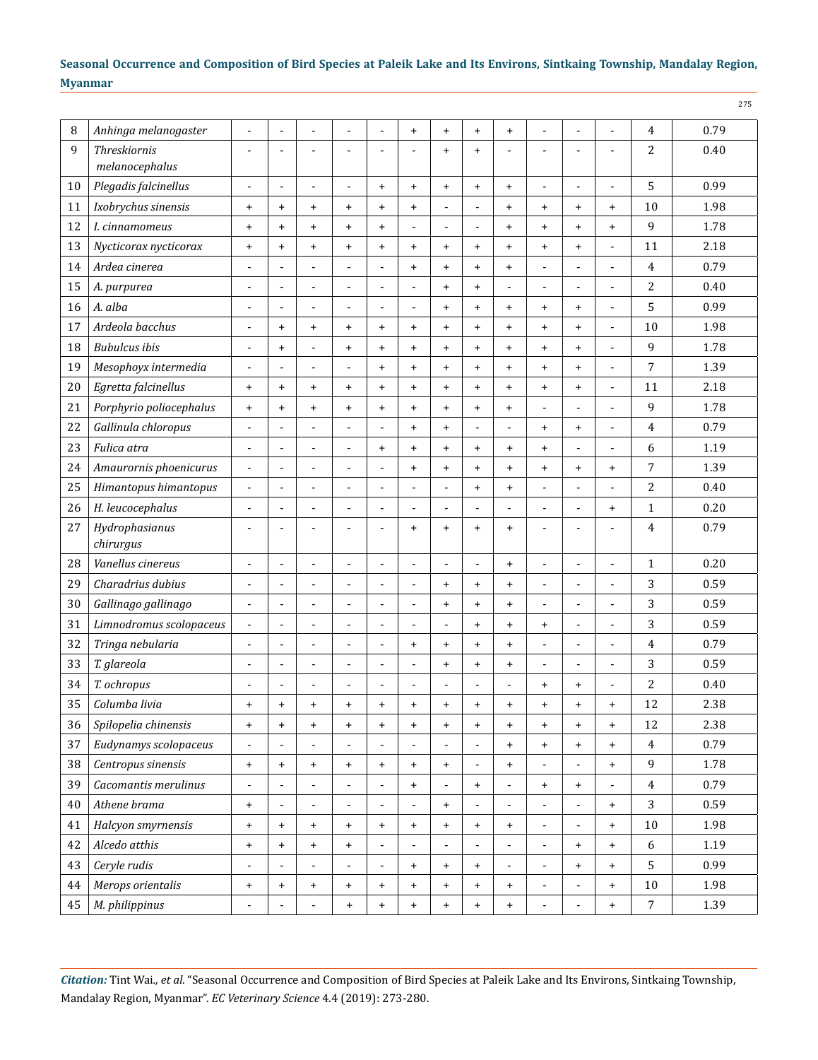| 8 | *Anhinga melanogaster* | - | - | - | - | - | + | + | + | + | - | - | - | 4 | 0.79 |
|---|---|---|---|---|---|---|---|---|---|---|---|---|---|---|---|
| 9 | *Threskiornis melanocephalus* | - | - | - | - | - | - | + | + | - | - | - | - | 2 | 0.40 |
| 10 | *Plegadis falcinellus* | - | - | - | - | + | + | + | + | + | - | - | - | 5 | 0.99 |
| 11 | *Ixobrychus sinensis* | + | + | + | + | + | + | - | - | + | + | + | + | 10 | 1.98 |
| 12 | *I. cinnamomeus* | + | + | + | + | + | - | - | - | + | + | + | + | 9 | 1.78 |
| 13 | *Nycticorax nycticorax* | + | + | + | + | + | + | + | + | + | + | + | - | 11 | 2.18 |
| 14 | *Ardea cinerea* | - | - | - | - | - | + | + | + | + | - | - | - | 4 | 0.79 |
| 15 | *A. purpurea* | - | - | - | - | - | - | + | + | - | - | - | - | 2 | 0.40 |
| 16 | *A. alba* | - | - | - | - | - | - | + | + | + | + | + | - | 5 | 0.99 |
| 17 | *Ardeola bacchus* | - | + | + | + | + | + | + | + | + | + | + | - | 10 | 1.98 |
| 18 | *Bubulcus ibis* | - | + | - | + | + | + | + | + | + | + | + | - | 9 | 1.78 |
| 19 | *Mesophoyx intermedia* | - | - | - | - | + | + | + | + | + | + | + | - | 7 | 1.39 |
| 20 | *Egretta falcinellus* | + | + | + | + | + | + | + | + | + | + | + | - | 11 | 2.18 |
| 21 | *Porphyrio poliocephalus* | + | + | + | + | + | + | + | + | + | - | - | - | 9 | 1.78 |
| 22 | *Gallinula chloropus* | - | - | - | - | - | + | + | - | - | + | + | - | 4 | 0.79 |
| 23 | *Fulica atra* | - | - | - | - | + | + | + | + | + | + | - | - | 6 | 1.19 |
| 24 | *Amaurornis phoenicurus* | - | - | - | - | - | + | + | + | + | + | + | + | 7 | 1.39 |
| 25 | *Himantopus himantopus* | - | - | - | - | - | - | - | + | + | - | - | - | 2 | 0.40 |
| 26 | *H. leucocephalus* | - | - | - | - | - | - | - | - | - | - | - | + | 1 | 0.20 |
| 27 | *Hydrophasianus chirurgus* | - | - | - | - | - | + | + | + | + | - | - | - | 4 | 0.79 |
| 28 | *Vanellus cinereus* | - | - | - | - | - | - | - | - | + | - | - | - | 1 | 0.20 |
| 29 | *Charadrius dubius* | - | - | - | - | - | - | + | + | + | - | - | - | 3 | 0.59 |
| 30 | *Gallinago gallinago* | - | - | - | - | - | - | + | + | + | - | - | - | 3 | 0.59 |
| 31 | *Limnodromus scolopaceus* | - | - | - | - | - | - | - | + | + | + | - | - | 3 | 0.59 |
| 32 | *Tringa nebularia* | - | - | - | - | - | + | + | + | + | - | - | - | 4 | 0.79 |
| 33 | *T. glareola* | - | - | - | - | - | - | + | + | + | - | - | - | 3 | 0.59 |
| 34 | *T. ochropus* | - | - | - | - | - | - | - | - | - | + | + | - | 2 | 0.40 |
| 35 | *Columba livia* | + | + | + | + | + | + | + | + | + | + | + | + | 12 | 2.38 |
| 36 | *Spilopelia chinensis* | + | + | + | + | + | + | + | + | + | + | + | + | 12 | 2.38 |
| 37 | *Eudynamys scolopaceus* | - | - | - | - | - | - | - | - | + | + | + | + | 4 | 0.79 |
| 38 | *Centropus sinensis* | + | + | + | + | + | + | + | - | + | - | - | + | 9 | 1.78 |
| 39 | *Cacomantis merulinus* | - | - | - | - | - | + | - | + | - | + | + | - | 4 | 0.79 |
| 40 | *Athene brama* | + | - | - | - | - | - | + | - | - | - | - | + | 3 | 0.59 |
| 41 | *Halcyon smyrnensis* | + | + | + | + | + | + | + | + | + | - | - | + | 10 | 1.98 |
| 42 | *Alcedo atthis* | + | + | + | + | - | - | - | - | - | - | + | + | 6 | 1.19 |
| 43 | *Ceryle rudis* | - | - | - | - | - | + | + | + | - | - | + | + | 5 | 0.99 |
| 44 | *Merops orientalis* | + | + | + | + | + | + | + | + | + | - | - | + | 10 | 1.98 |
| 45 | *M. philippinus* | - | - | - | + | + | + | + | + | + | - | - | + | 7 | 1.39 |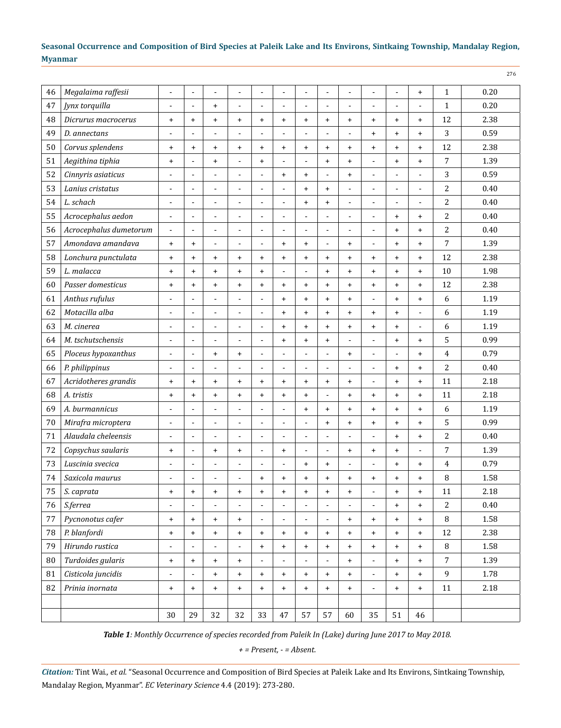| 46 | *Megalaima raffesii* | - | - | - | - | - | - | - | - | - | - | - | + | 1 | 0.20 |
|---|---|---|---|---|---|---|---|---|---|---|---|---|---|---|---|
| 47 | *Jynx torquilla* | - | - | + | - | - | - | - | - | - | - | - | - | 1 | 0.20 |
| 48 | *Dicrurus macrocerus* | + | + | + | + | + | + | + | + | + | + | + | + | 12 | 2.38 |
| 49 | *D. annectans* | - | - | - | - | - | - | - | - | - | + | + | + | 3 | 0.59 |
| 50 | *Corvus splendens* | + | + | + | + | + | + | + | + | + | + | + | + | 12 | 2.38 |
| 51 | *Aegithina tiphia* | + | - | + | - | + | - | - | + | + | - | + | + | 7 | 1.39 |
| 52 | *Cinnyris asiaticus* | - | - | - | - | - | + | + | - | + | - | - | - | 3 | 0.59 |
| 53 | *Lanius cristatus* | - | - | - | - | - | - | + | + | - | - | - | - | 2 | 0.40 |
| 54 | *L. schach* | - | - | - | - | - | - | + | + | - | - | - | - | 2 | 0.40 |
| 55 | *Acrocephalus aedon* | - | - | - | - | - | - | - | - | - | - | + | + | 2 | 0.40 |
| 56 | *Acrocephalus dumetorum* | - | - | - | - | - | - | - | - | - | - | + | + | 2 | 0.40 |
| 57 | *Amondava amandava* | + | + | - | - | - | + | + | - | + | - | + | + | 7 | 1.39 |
| 58 | *Lonchura punctulata* | + | + | + | + | + | + | + | + | + | + | + | + | 12 | 2.38 |
| 59 | *L. malacca* | + | + | + | + | + | - | - | + | + | + | + | + | 10 | 1.98 |
| 60 | *Passer domesticus* | + | + | + | + | + | + | + | + | + | + | + | + | 12 | 2.38 |
| 61 | *Anthus rufulus* | - | - | - | - | - | + | + | + | + | - | + | + | 6 | 1.19 |
| 62 | *Motacilla alba* | - | - | - | - | - | + | + | + | + | + | + | - | 6 | 1.19 |
| 63 | *M. cinerea* | - | - | - | - | - | + | + | + | + | + | + | - | 6 | 1.19 |
| 64 | *M. tschutschensis* | - | - | - | - | - | + | + | + | - | - | + | + | 5 | 0.99 |
| 65 | *Ploceus hypoxanthus* | - | - | + | + | - | - | - | - | + | - | - | + | 4 | 0.79 |
| 66 | *P. philippinus* | - | - | - | - | - | - | - | - | - | - | + | + | 2 | 0.40 |
| 67 | *Acridotheres grandis* | + | + | + | + | + | + | + | + | + | - | + | + | 11 | 2.18 |
| 68 | *A. tristis* | + | + | + | + | + | + | + | - | + | + | + | + | 11 | 2.18 |
| 69 | *A. burmannicus* | - | - | - | - | - | - | + | + | + | + | + | + | 6 | 1.19 |
| 70 | *Mirafra microptera* | - | - | - | - | - | - | - | + | + | + | + | + | 5 | 0.99 |
| 71 | *Alaudala cheleensis* | - | - | - | - | - | - | - | - | - | - | + | + | 2 | 0.40 |
| 72 | *Copsychus saularis* | + | - | + | + | - | + | - | - | + | + | + | - | 7 | 1.39 |
| 73 | *Luscinia svecica* | - | - | - | - | - | - | + | + | - | - | + | + | 4 | 0.79 |
| 74 | *Saxicola maurus* | - | - | - | - | + | + | + | + | + | + | + | + | 8 | 1.58 |
| 75 | *S. caprata* | + | + | + | + | + | + | + | + | + | - | + | + | 11 | 2.18 |
| 76 | *S.ferrea* | - | - | - | - | - | - | - | - | - | - | + | + | 2 | 0.40 |
| 77 | *Pycnonotus cafer* | + | + | + | + | - | - | - | - | + | + | + | + | 8 | 1.58 |
| 78 | *P. blanfordi* | + | + | + | + | + | + | + | + | + | + | + | + | 12 | 2.38 |
| 79 | *Hirundo rustica* | - | - | - | - | + | + | + | + | + | + | + | + | 8 | 1.58 |
| 80 | *Turdoides gularis* | + | + | + | + | - | - | - | - | + | - | + | + | 7 | 1.39 |
| 81 | *Cisticola juncidis* | - | - | + | + | + | + | + | + | + | - | + | + | 9 | 1.78 |
| 82 | *Prinia inornata* | + | + | + | + | + | + | + | + | + | - | + | + | 11 | 2.18 |
| | | | | | | | | | | | | | | | |
| | | 30 | 29 | 32 | 32 | 33 | 47 | 57 | 57 | 60 | 35 | 51 | 46 | | |

***Table 1**: Monthly Occurrence of species recorded from Paleik In (Lake) during June 2017 to May 2018.*

*+ = Present, - = Absent.*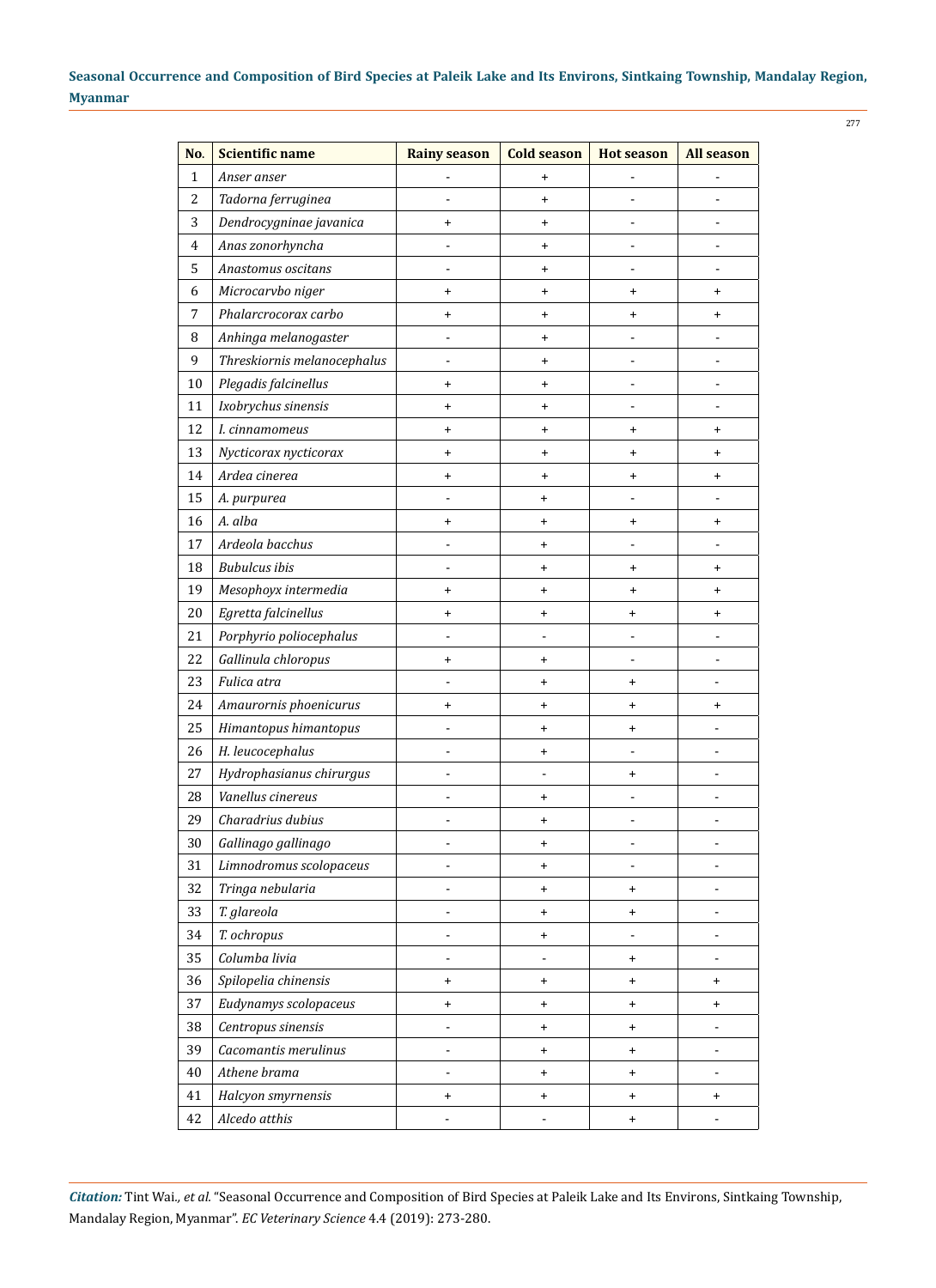| No. | Scientific name | Rainy season | Cold season | Hot season | All season |
|---|---|---|---|---|---|
| 1 | *Anser anser* | - | + | - | - |
| 2 | *Tadorna ferruginea* | - | + | - | - |
| 3 | *Dendrocygninae javanica* | + | + | - | - |
| 4 | *Anas zonorhyncha* | - | + | - | - |
| 5 | *Anastomus oscitans* | - | + | - | - |
| 6 | *Microcarvbo niger* | + | + | + | + |
| 7 | *Phalarcrocorax carbo* | + | + | + | + |
| 8 | *Anhinga melanogaster* | - | + | - | - |
| 9 | *Threskiornis melanocephalus* | - | + | - | - |
| 10 | *Plegadis falcinellus* | + | + | - | - |
| 11 | *Ixobrychus sinensis* | + | + | - | - |
| 12 | *I. cinnamomeus* | + | + | + | + |
| 13 | *Nycticorax nycticorax* | + | + | + | + |
| 14 | *Ardea cinerea* | + | + | + | + |
| 15 | *A. purpurea* | - | + | - | - |
| 16 | *A. alba* | + | + | + | + |
| 17 | *Ardeola bacchus* | - | + | - | - |
| 18 | *Bubulcus ibis* | - | + | + | + |
| 19 | *Mesophoyx intermedia* | + | + | + | + |
| 20 | *Egretta falcinellus* | + | + | + | + |
| 21 | *Porphyrio poliocephalus* | - | - | - | - |
| 22 | *Gallinula chloropus* | + | + | - | - |
| 23 | *Fulica atra* | - | + | + | - |
| 24 | *Amaurornis phoenicurus* | + | + | + | + |
| 25 | *Himantopus himantopus* | - | + | + | - |
| 26 | *H. leucocephalus* | - | + | - | - |
| 27 | *Hydrophasianus chirurgus* | - | - | + | - |
| 28 | *Vanellus cinereus* | - | + | - | - |
| 29 | *Charadrius dubius* | - | + | - | - |
| 30 | *Gallinago gallinago* | - | + | - | - |
| 31 | *Limnodromus scolopaceus* | - | + | - | - |
| 32 | *Tringa nebularia* | - | + | + | - |
| 33 | *T. glareola* | - | + | + | - |
| 34 | *T. ochropus* | - | + | - | - |
| 35 | *Columba livia* | - | - | + | - |
| 36 | *Spilopelia chinensis* | + | + | + | + |
| 37 | *Eudynamys scolopaceus* | + | + | + | + |
| 38 | *Centropus sinensis* | - | + | + | - |
| 39 | *Cacomantis merulinus* | - | + | + | - |
| 40 | *Athene brama* | - | + | + | - |
| 41 | *Halcyon smyrnensis* | + | + | + | + |
| 42 | *Alcedo atthis* | - | - | + | - |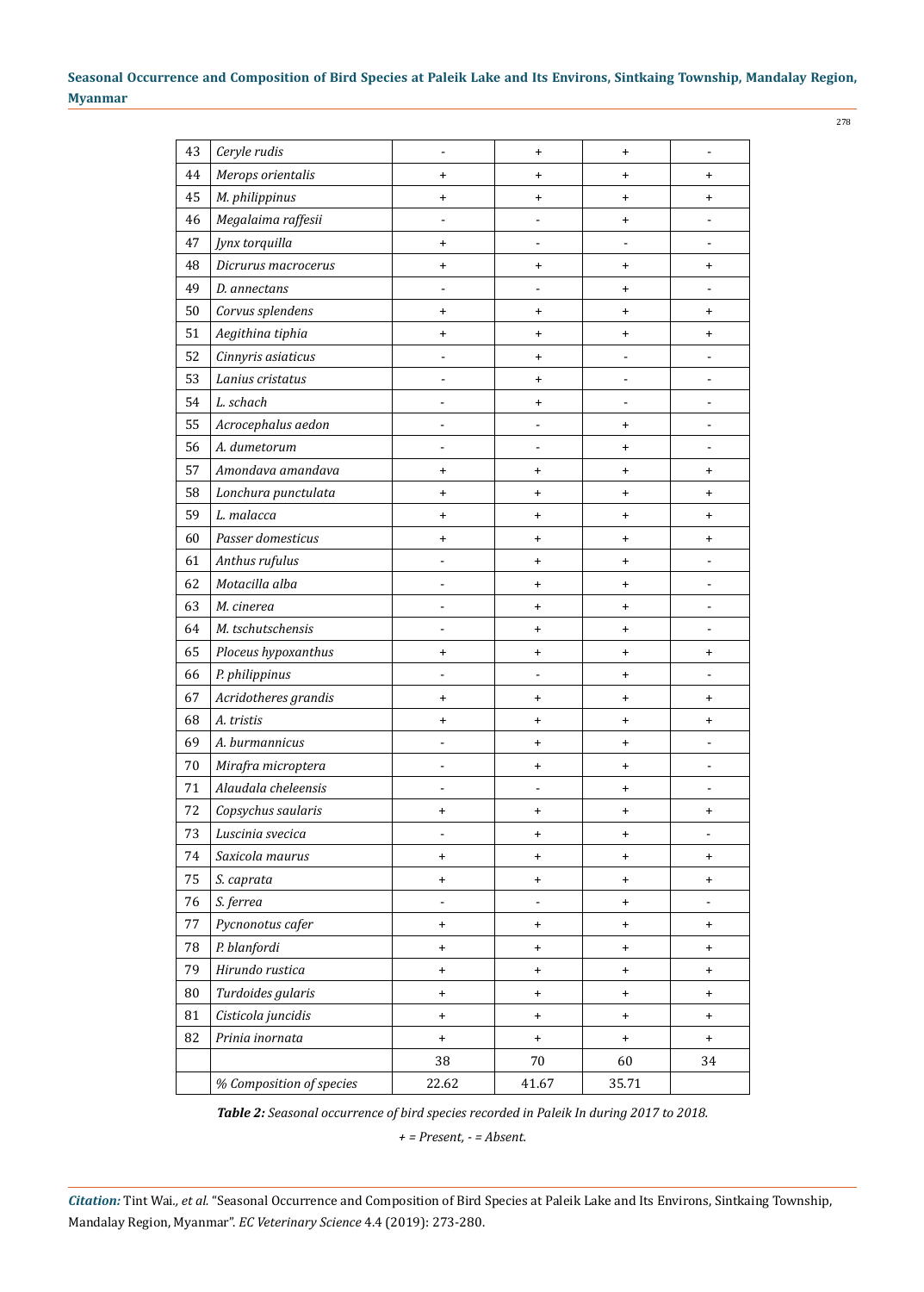| 43 | *Ceryle rudis* | - | + | + | - |
|---|---|---|---|---|---|
| 44 | *Merops orientalis* | + | + | + | + |
| 45 | *M. philippinus* | + | + | + | + |
| 46 | *Megalaima raffesii* | - | - | + | - |
| 47 | *Jynx torquilla* | + | - | - | - |
| 48 | *Dicrurus macrocerus* | + | + | + | + |
| 49 | *D. annectans* | - | - | + | - |
| 50 | *Corvus splendens* | + | + | + | + |
| 51 | *Aegithina tiphia* | + | + | + | + |
| 52 | *Cinnyris asiaticus* | - | + | - | - |
| 53 | *Lanius cristatus* | - | + | - | - |
| 54 | *L. schach* | - | + | - | - |
| 55 | *Acrocephalus aedon* | - | - | + | - |
| 56 | *A. dumetorum* | - | - | + | - |
| 57 | *Amondava amandava* | + | + | + | + |
| 58 | *Lonchura punctulata* | + | + | + | + |
| 59 | *L. malacca* | + | + | + | + |
| 60 | *Passer domesticus* | + | + | + | + |
| 61 | *Anthus rufulus* | - | + | + | - |
| 62 | *Motacilla alba* | - | + | + | - |
| 63 | *M. cinerea* | - | + | + | - |
| 64 | *M. tschutschensis* | - | + | + | - |
| 65 | *Ploceus hypoxanthus* | + | + | + | + |
| 66 | *P. philippinus* | - | - | + | - |
| 67 | *Acridotheres grandis* | + | + | + | + |
| 68 | *A. tristis* | + | + | + | + |
| 69 | *A. burmannicus* | - | + | + | - |
| 70 | *Mirafra microptera* | - | + | + | - |
| 71 | *Alaudala cheleensis* | - | - | + | - |
| 72 | *Copsychus saularis* | + | + | + | + |
| 73 | *Luscinia svecica* | - | + | + | - |
| 74 | *Saxicola maurus* | + | + | + | + |
| 75 | *S. caprata* | + | + | + | + |
| 76 | *S. ferrea* | - | - | + | - |
| 77 | *Pycnonotus cafer* | + | + | + | + |
| 78 | *P. blanfordi* | + | + | + | + |
| 79 | *Hirundo rustica* | + | + | + | + |
| 80 | *Turdoides gularis* | + | + | + | + |
| 81 | *Cisticola juncidis* | + | + | + | + |
| 82 | *Prinia inornata* | + | + | + | + |
| | | 38 | 70 | 60 | 34 |
| | *% Composition of species* | 22.62 | 41.67 | 35.71 | |

***Table 2:*** *Seasonal occurrence of bird species recorded in Paleik In during 2017 to 2018.*

*+ = Present, - = Absent.*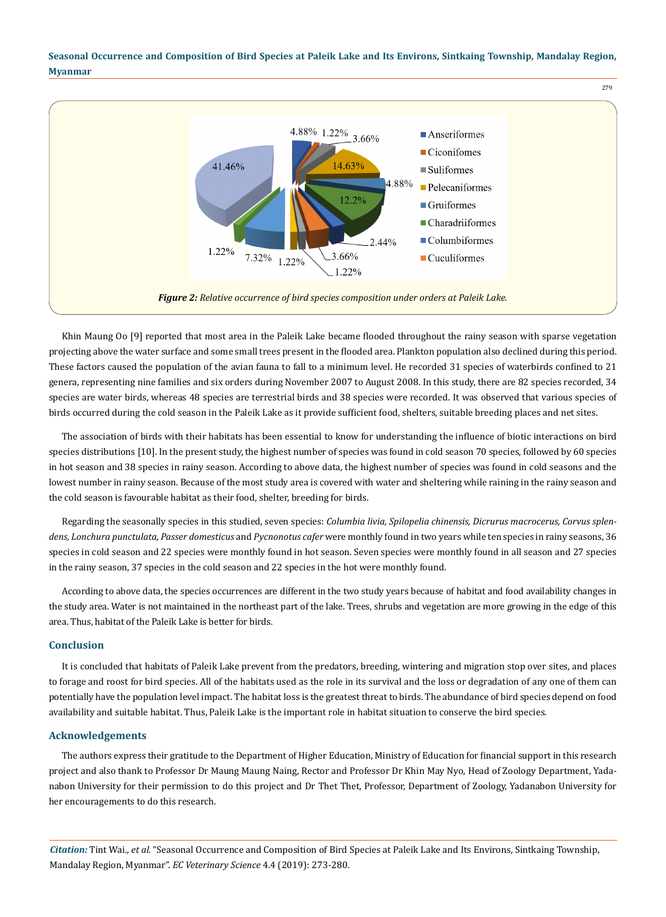Figure 2: Relative occurrence of bird species composition under orders at Paleik Lake.

Khin Maung Oo [9] reported that most area in the Paleik Lake became flooded throughout the rainy season with sparse vegetation projecting above the water surface and some small trees present in the flooded area. Plankton population also declined during this period. These factors caused the population of the avian fauna to fall to a minimum level. He recorded 31 species of waterbirds confined to 21 genera, representing nine families and six orders during November 2007 to August 2008. In this study, there are 82 species recorded, 34 species are water birds, whereas 48 species are terrestrial birds and 38 species were recorded. It was observed that various species of birds occurred during the cold season in the Paleik Lake as it provide sufficient food, shelters, suitable breeding places and net sites.

The association of birds with their habitats has been essential to know for understanding the influence of biotic interactions on bird species distributions [10]. In the present study, the highest number of species was found in cold season 70 species, followed by 60 species in hot season and 38 species in rainy season. According to above data, the highest number of species was found in cold seasons and the lowest number in rainy season. Because of the most study area is covered with water and sheltering while raining in the rainy season and the cold season is favourable habitat as their food, shelter, breeding for birds.

Regarding the seasonally species in this studied, seven species: *Columbia livia, Spilopelia chinensis, Dicrurus macrocerus, Corvus splendens, Lonchura punctulata, Passer domesticus* and *Pycnonotus cafer* were monthly found in two years while ten species in rainy seasons, 36 species in cold season and 22 species were monthly found in hot season. Seven species were monthly found in all season and 27 species in the rainy season, 37 species in the cold season and 22 species in the hot were monthly found.

According to above data, the species occurrences are different in the two study years because of habitat and food availability changes in the study area. Water is not maintained in the northeast part of the lake. Trees, shrubs and vegetation are more growing in the edge of this area. Thus, habitat of the Paleik Lake is better for birds.

## Conclusion

It is concluded that habitats of Paleik Lake prevent from the predators, breeding, wintering and migration stop over sites, and places to forage and roost for bird species. All of the habitats used as the role in its survival and the loss or degradation of any one of them can potentially have the population level impact. The habitat loss is the greatest threat to birds. The abundance of bird species depend on food availability and suitable habitat. Thus, Paleik Lake is the important role in habitat situation to conserve the bird species.

## Acknowledgements

The authors express their gratitude to the Department of Higher Education, Ministry of Education for financial support in this research project and also thank to Professor Dr Maung Maung Naing, Rector and Professor Dr Khin May Nyo, Head of Zoology Department, Yadanabon University for their permission to do this project and Dr Thet Thet, Professor, Department of Zoology, Yadanabon University for her encouragements to do this research.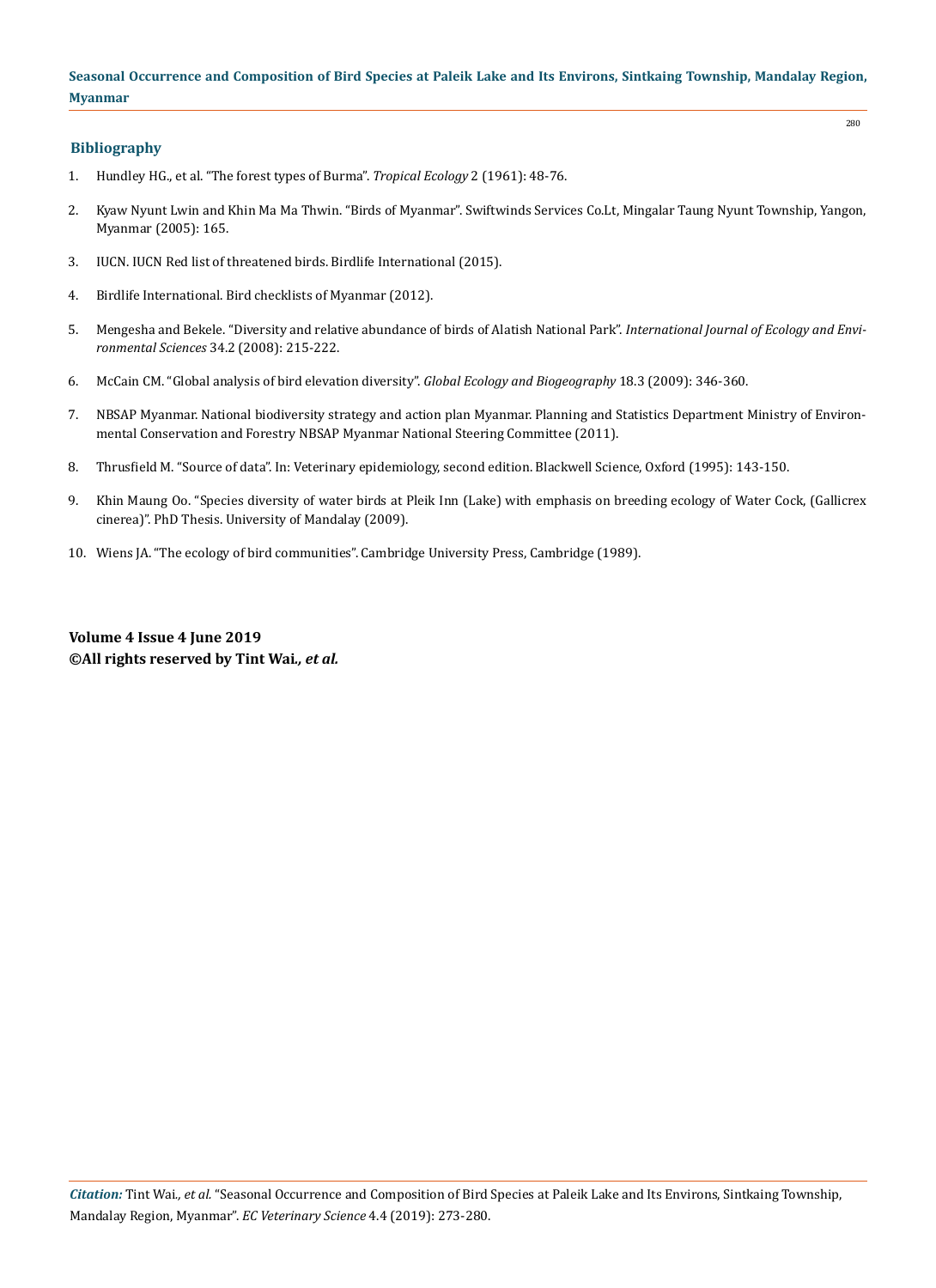## Bibliography

1. Hundley HG., et al. "The forest types of Burma". *Tropical Ecology* 2 (1961): 48-76.
2. Kyaw Nyunt Lwin and Khin Ma Ma Thwin. "Birds of Myanmar". Swiftwinds Services Co.Lt, Mingalar Taung Nyunt Township, Yangon, Myanmar (2005): 165.
3. IUCN. IUCN Red list of threatened birds. Birdlife International (2015).
4. Birdlife International. Bird checklists of Myanmar (2012).
5. Mengesha and Bekele. "Diversity and relative abundance of birds of Alatish National Park". *International Journal of Ecology and Environmental Sciences* 34.2 (2008): 215-222.
6. McCain CM. "Global analysis of bird elevation diversity". *Global Ecology and Biogeography* 18.3 (2009): 346-360.
7. NBSAP Myanmar. National biodiversity strategy and action plan Myanmar. Planning and Statistics Department Ministry of Environmental Conservation and Forestry NBSAP Myanmar National Steering Committee (2011).
8. Thrusfield M. "Source of data". In: Veterinary epidemiology, second edition. Blackwell Science, Oxford (1995): 143-150.
9. Khin Maung Oo. "Species diversity of water birds at Pleik Inn (Lake) with emphasis on breeding ecology of Water Cock, (Gallicrex cinerea)". PhD Thesis. University of Mandalay (2009).
10. Wiens JA. "The ecology of bird communities". Cambridge University Press, Cambridge (1989).

**Volume 4 Issue 4 June 2019**
**©All rights reserved by Tint Wai., *et al.***